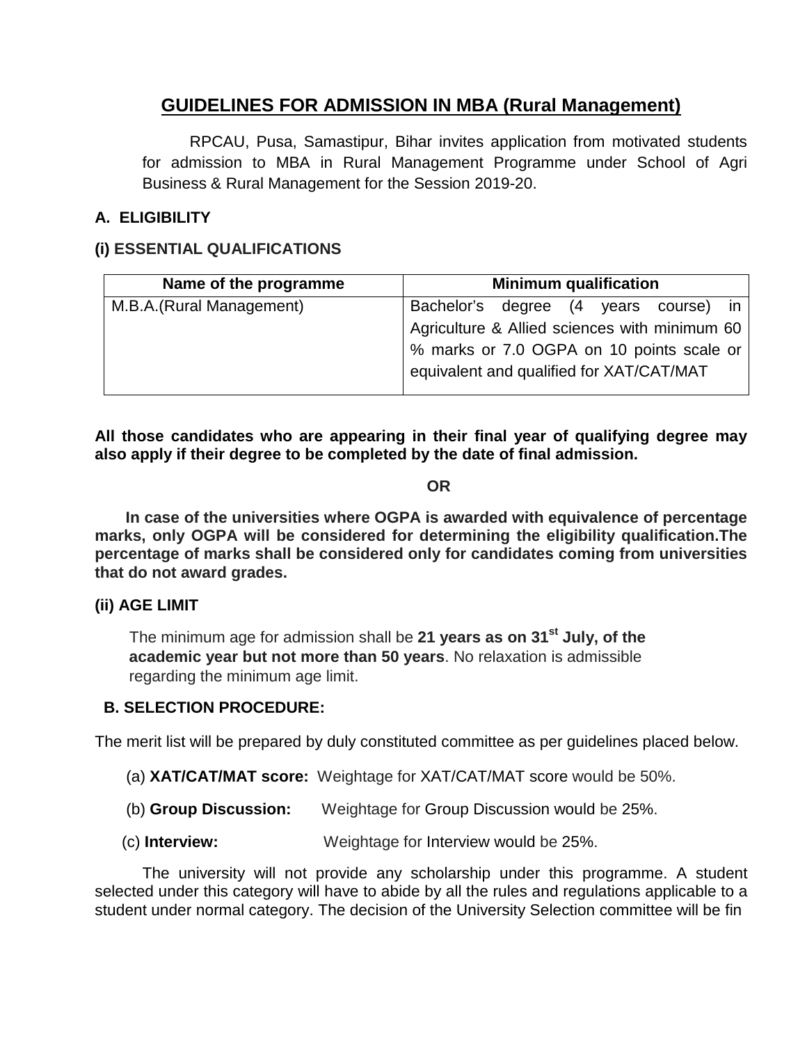# GUIDELINES FOR ADMISSION IN MBA (Rural Management)

RPCAU, Pusa, Samastipur, Bihar invites application from motivated students for admission to MBA in Rural Management Programme under School of Agri Business & Rural Management for the Session 2019-20.

## A. ELIGIBILITY

### (i) ESSENTIAL QUALIFICATIONS

| Name of the programme | Minimum qualification |
|---|---|
| M.B.A.(Rural Management) | Bachelor's degree (4 years course) in Agriculture & Allied sciences with minimum 60 % marks or 7.0 OGPA on 10 points scale or equivalent and qualified for XAT/CAT/MAT |

**All those candidates who are appearing in their final year of qualifying degree may also apply if their degree to be completed by the date of final admission.**

**OR**

**In case of the universities where OGPA is awarded with equivalence of percentage marks, only OGPA will be considered for determining the eligibility qualification.The percentage of marks shall be considered only for candidates coming from universities that do not award grades.**

### (ii) AGE LIMIT

The minimum age for admission shall be **21 years as on 31st July, of the academic year but not more than 50 years**. No relaxation is admissible regarding the minimum age limit.

## B. SELECTION PROCEDURE:

The merit list will be prepared by duly constituted committee as per guidelines placed below.

(a) **XAT/CAT/MAT score:** Weightage for XAT/CAT/MAT score would be 50%.

(b) **Group Discussion:** Weightage for Group Discussion would be 25%.

(c) **Interview:** Weightage for Interview would be 25%.

The university will not provide any scholarship under this programme. A student selected under this category will have to abide by all the rules and regulations applicable to a student under normal category. The decision of the University Selection committee will be fin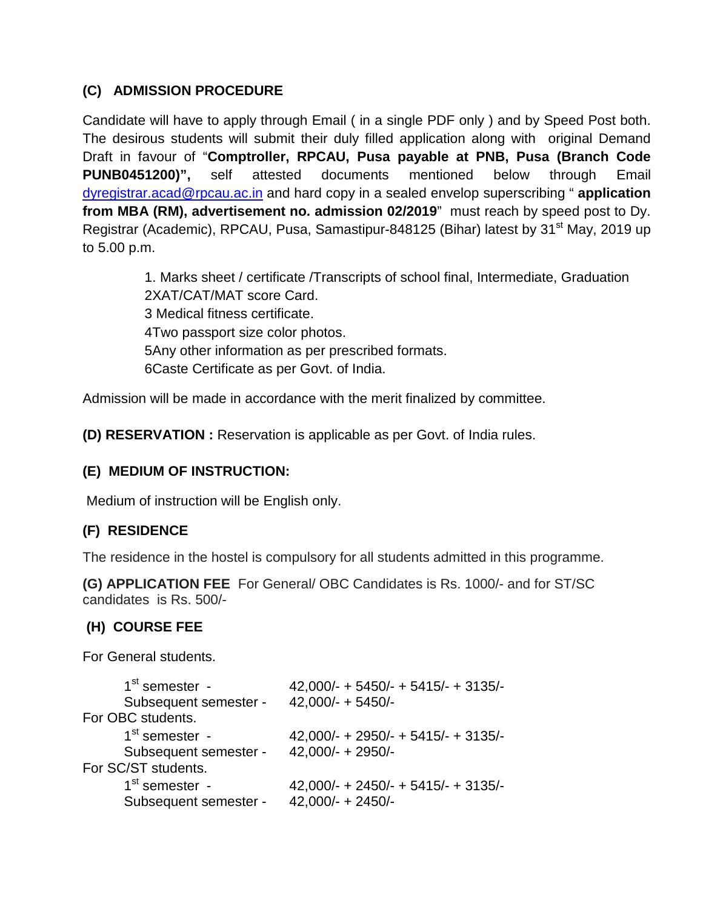### (C) ADMISSION PROCEDURE

Candidate will have to apply through Email ( in a single PDF only ) and by Speed Post both. The desirous students will submit their duly filled application along with original Demand Draft in favour of "**Comptroller, RPCAU, Pusa payable at PNB, Pusa (Branch Code PUNB0451200)",** self attested documents mentioned below through Email dyregistrar.acad@rpcau.ac.in and hard copy in a sealed envelop superscribing " **application from MBA (RM), advertisement no. admission 02/2019**" must reach by speed post to Dy. Registrar (Academic), RPCAU, Pusa, Samastipur-848125 (Bihar) latest by 31st May, 2019 up to 5.00 p.m.

1. Marks sheet / certificate /Transcripts of school final, Intermediate, Graduation
2XAT/CAT/MAT score Card.
3 Medical fitness certificate.
4Two passport size color photos.
5Any other information as per prescribed formats.
6Caste Certificate as per Govt. of India.

Admission will be made in accordance with the merit finalized by committee.

**(D) RESERVATION :** Reservation is applicable as per Govt. of India rules.

### (E) MEDIUM OF INSTRUCTION:

Medium of instruction will be English only.

### (F) RESIDENCE

The residence in the hostel is compulsory for all students admitted in this programme.

**(G) APPLICATION FEE** For General/ OBC Candidates is Rs. 1000/- and for ST/SC candidates is Rs. 500/-

### (H) COURSE FEE

For General students.

| | |
|---|---|
| 1st semester - | 42,000/- + 5450/- + 5415/- + 3135/- |
| Subsequent semester - | 42,000/- + 5450/- |

For OBC students.

| | |
|---|---|
| 1st semester - | 42,000/- + 2950/- + 5415/- + 3135/- |
| Subsequent semester - | 42,000/- + 2950/- |

For SC/ST students.

| | |
|---|---|
| 1st semester - | 42,000/- + 2450/- + 5415/- + 3135/- |
| Subsequent semester - | 42,000/- + 2450/- |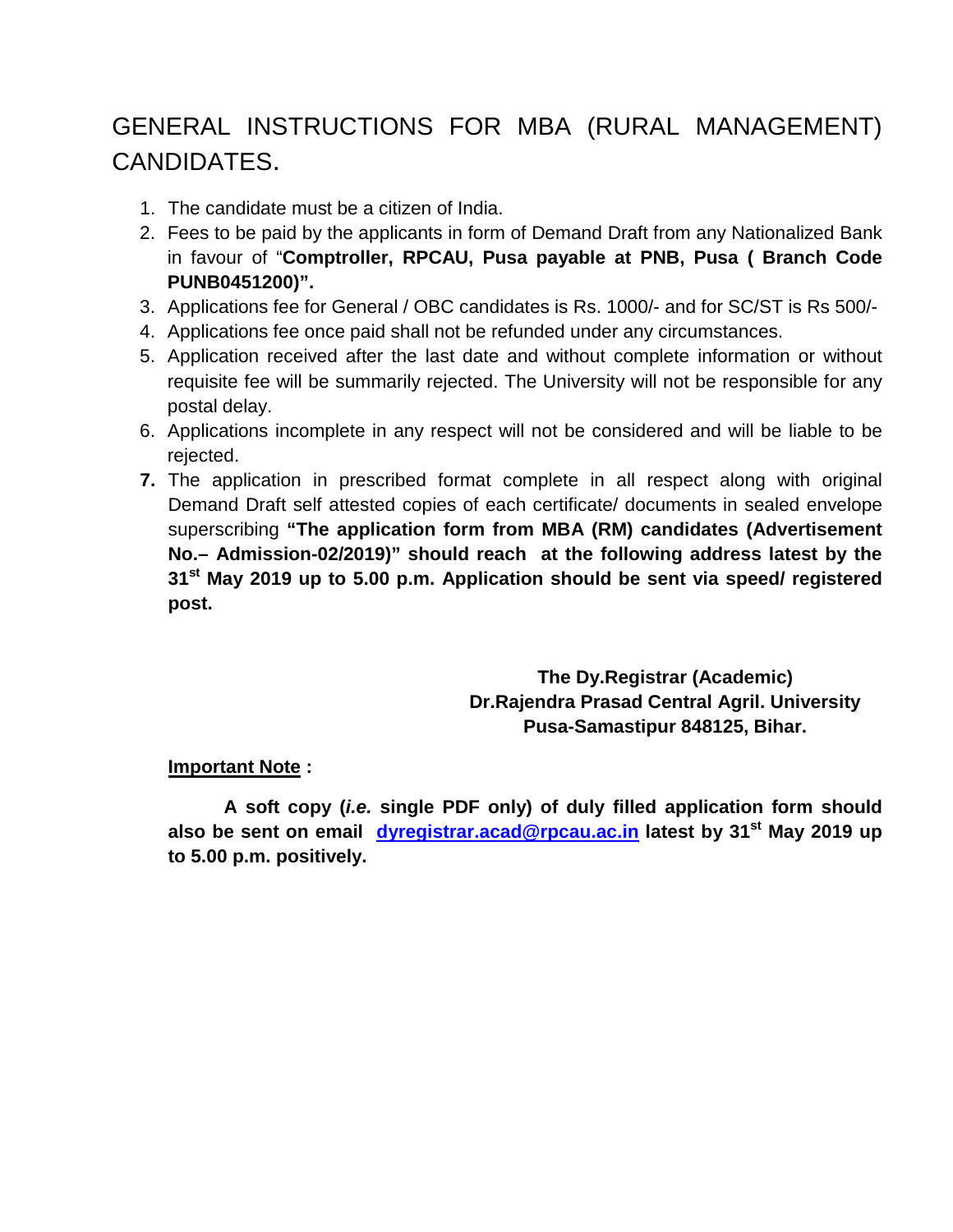# GENERAL INSTRUCTIONS FOR MBA (RURAL MANAGEMENT) CANDIDATES.

1. The candidate must be a citizen of India.
2. Fees to be paid by the applicants in form of Demand Draft from any Nationalized Bank in favour of "**Comptroller, RPCAU, Pusa payable at PNB, Pusa ( Branch Code PUNB0451200)".**
3. Applications fee for General / OBC candidates is Rs. 1000/- and for SC/ST is Rs 500/-
4. Applications fee once paid shall not be refunded under any circumstances.
5. Application received after the last date and without complete information or without requisite fee will be summarily rejected. The University will not be responsible for any postal delay.
6. Applications incomplete in any respect will not be considered and will be liable to be rejected.
7. The application in prescribed format complete in all respect along with original Demand Draft self attested copies of each certificate/ documents in sealed envelope superscribing **"The application form from MBA (RM) candidates (Advertisement No.– Admission-02/2019)" should reach at the following address latest by the 31st May 2019 up to 5.00 p.m. Application should be sent via speed/ registered post.**

**The Dy.Registrar (Academic)**
**Dr.Rajendra Prasad Central Agril. University**
**Pusa-Samastipur 848125, Bihar.**

**<u>Important Note</u> :**

**A soft copy (*i.e.* single PDF only) of duly filled application form should also be sent on email dyregistrar.acad@rpcau.ac.in latest by 31st May 2019 up to 5.00 p.m. positively.**